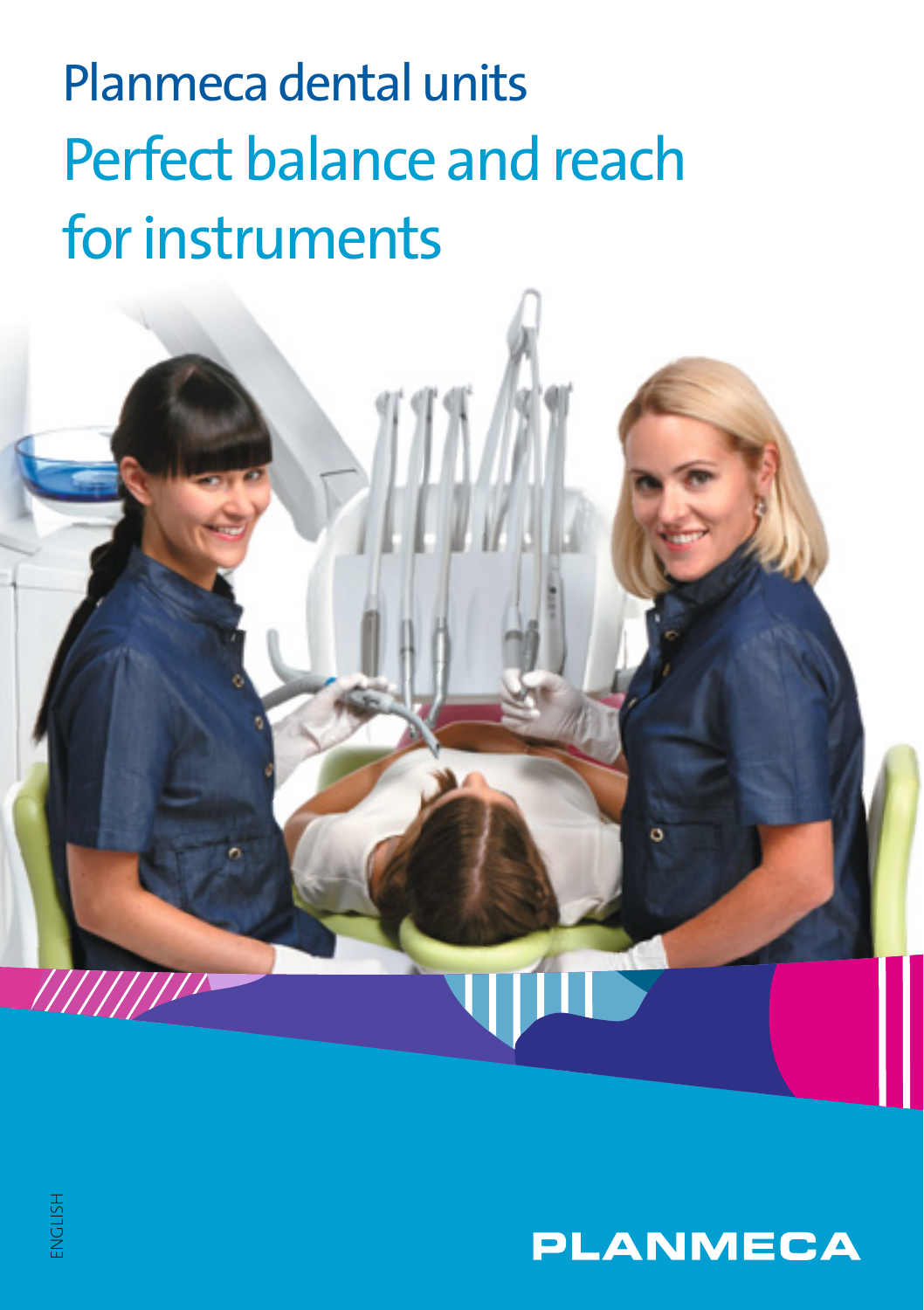# Planmeca dental units

## Perfect balance and reach for instruments

ENGLISH

PLANMECA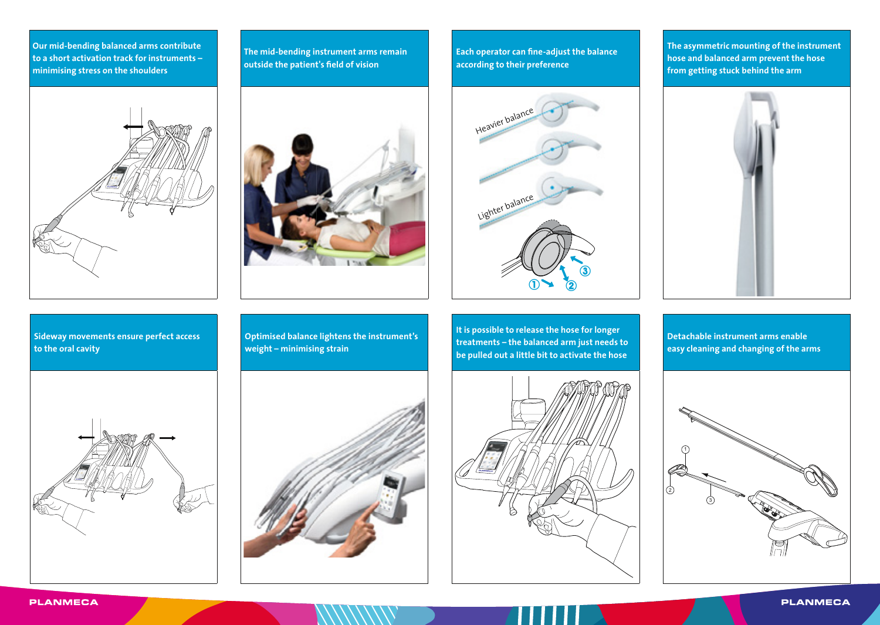Our mid-bending balanced arms contribute to a short activation track for instruments – minimising stress on the shoulders

The mid-bending instrument arms remain outside the patient's field of vision

Each operator can fine-adjust the balance according to their preference

Heavier balance

Lighter balance

The asymmetric mounting of the instrument hose and balanced arm prevent the hose from getting stuck behind the arm

Sideway movements ensure perfect access to the oral cavity

Optimised balance lightens the instrument's weight – minimising strain

It is possible to release the hose for longer treatments – the balanced arm just needs to be pulled out a little bit to activate the hose

Detachable instrument arms enable easy cleaning and changing of the arms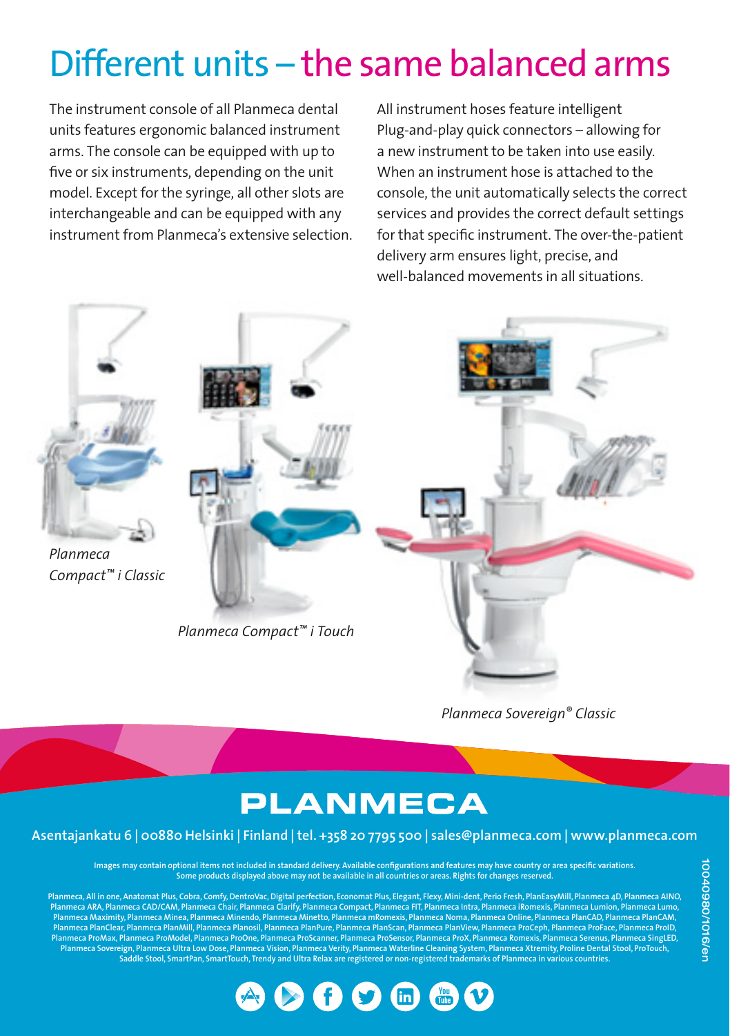# Different units – the same balanced arms

The instrument console of all Planmeca dental units features ergonomic balanced instrument arms. The console can be equipped with up to five or six instruments, depending on the unit model. Except for the syringe, all other slots are interchangeable and can be equipped with any instrument from Planmeca's extensive selection.

All instrument hoses feature intelligent Plug-and-play quick connectors – allowing for a new instrument to be taken into use easily. When an instrument hose is attached to the console, the unit automatically selects the correct services and provides the correct default settings for that specific instrument. The over-the-patient delivery arm ensures light, precise, and well-balanced movements in all situations.

*Planmeca Compact™ i Classic*

*Planmeca Compact™ i Touch*

*Planmeca Sovereign® Classic*

**PLANMECA**

**Asentajankatu 6 | 00880 Helsinki | Finland | tel. +358 20 7795 500 | sales@planmeca.com | www.planmeca.com**

Images may contain optional items not included in standard delivery. Available configurations and features may have country or area specific variations. Some products displayed above may not be available in all countries or areas. Rights for changes reserved.

Planmeca, All in one, Anatomat Plus, Cobra, Comfy, DentroVac, Digital perfection, Economat Plus, Elegant, Flexy, Mini-dent, Perio Fresh, PlanEasyMill, Planmeca 4D, Planmeca AINO, Planmeca ARA, Planmeca CAD/CAM, Planmeca Chair, Planmeca Clarify, Planmeca Compact, Planmeca FIT, Planmeca Intra, Planmeca iRomexis, Planmeca Lumion, Planmeca Lumo, Planmeca Maximity, Planmeca Minea, Planmeca Minendo, Planmeca Minetto, Planmeca mRomexis, Planmeca Noma, Planmeca Online, Planmeca PlanCAD, Planmeca PlanCAM, Planmeca PlanClear, Planmeca PlanMill, Planmeca Planosil, Planmeca PlanPure, Planmeca PlanScan, Planmeca PlanView, Planmeca ProCeph, Planmeca ProFace, Planmeca ProID, Planmeca ProMax, Planmeca ProModel, Planmeca ProOne, Planmeca ProScanner, Planmeca ProSensor, Planmeca ProX, Planmeca Romexis, Planmeca Serenus, Planmeca SingLED, Planmeca Sovereign, Planmeca Ultra Low Dose, Planmeca Vision, Planmeca Verity, Planmeca Waterline Cleaning System, Planmeca Xtremity, Proline Dental Stool, ProTouch, Saddle Stool, SmartPan, SmartTouch, Trendy and Ultra Relax are registered or non-registered trademarks of Planmeca in various countries.

10040980/1016/en